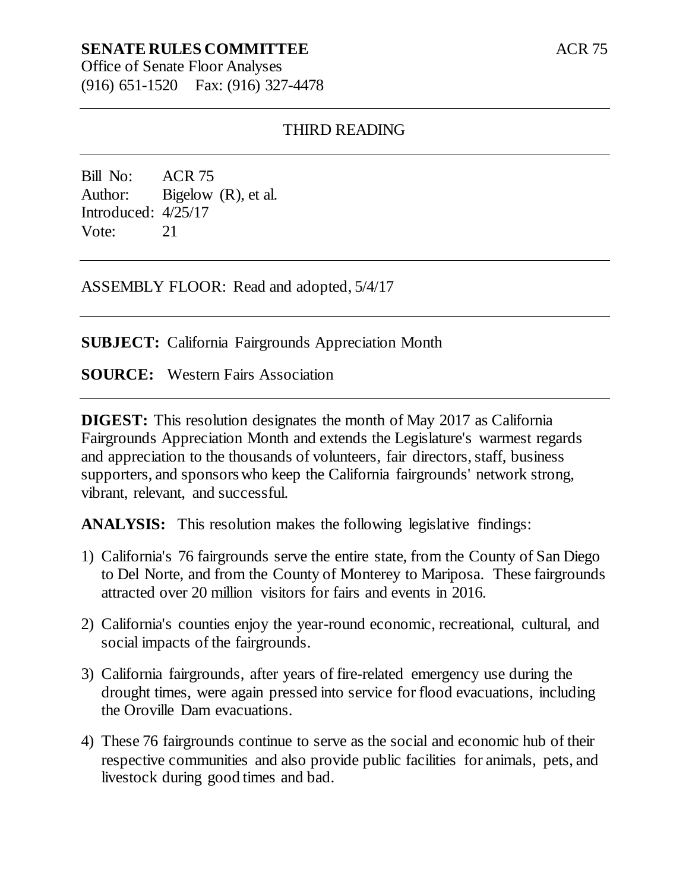**SENATE RULES COMMITTEE** ACR 75

Office of Senate Floor Analyses
(916) 651-1520 Fax: (916) 327-4478

---

THIRD READING

---

Bill No: ACR 75
Author: Bigelow (R), et al.
Introduced: 4/25/17
Vote: 21

---

ASSEMBLY FLOOR: Read and adopted, 5/4/17

---

**SUBJECT:** California Fairgrounds Appreciation Month

**SOURCE:** Western Fairs Association

---

**DIGEST:** This resolution designates the month of May 2017 as California Fairgrounds Appreciation Month and extends the Legislature's warmest regards and appreciation to the thousands of volunteers, fair directors, staff, business supporters, and sponsors who keep the California fairgrounds' network strong, vibrant, relevant, and successful.

**ANALYSIS:** This resolution makes the following legislative findings:

1) California's 76 fairgrounds serve the entire state, from the County of San Diego to Del Norte, and from the County of Monterey to Mariposa. These fairgrounds attracted over 20 million visitors for fairs and events in 2016.

2) California's counties enjoy the year-round economic, recreational, cultural, and social impacts of the fairgrounds.

3) California fairgrounds, after years of fire-related emergency use during the drought times, were again pressed into service for flood evacuations, including the Oroville Dam evacuations.

4) These 76 fairgrounds continue to serve as the social and economic hub of their respective communities and also provide public facilities for animals, pets, and livestock during good times and bad.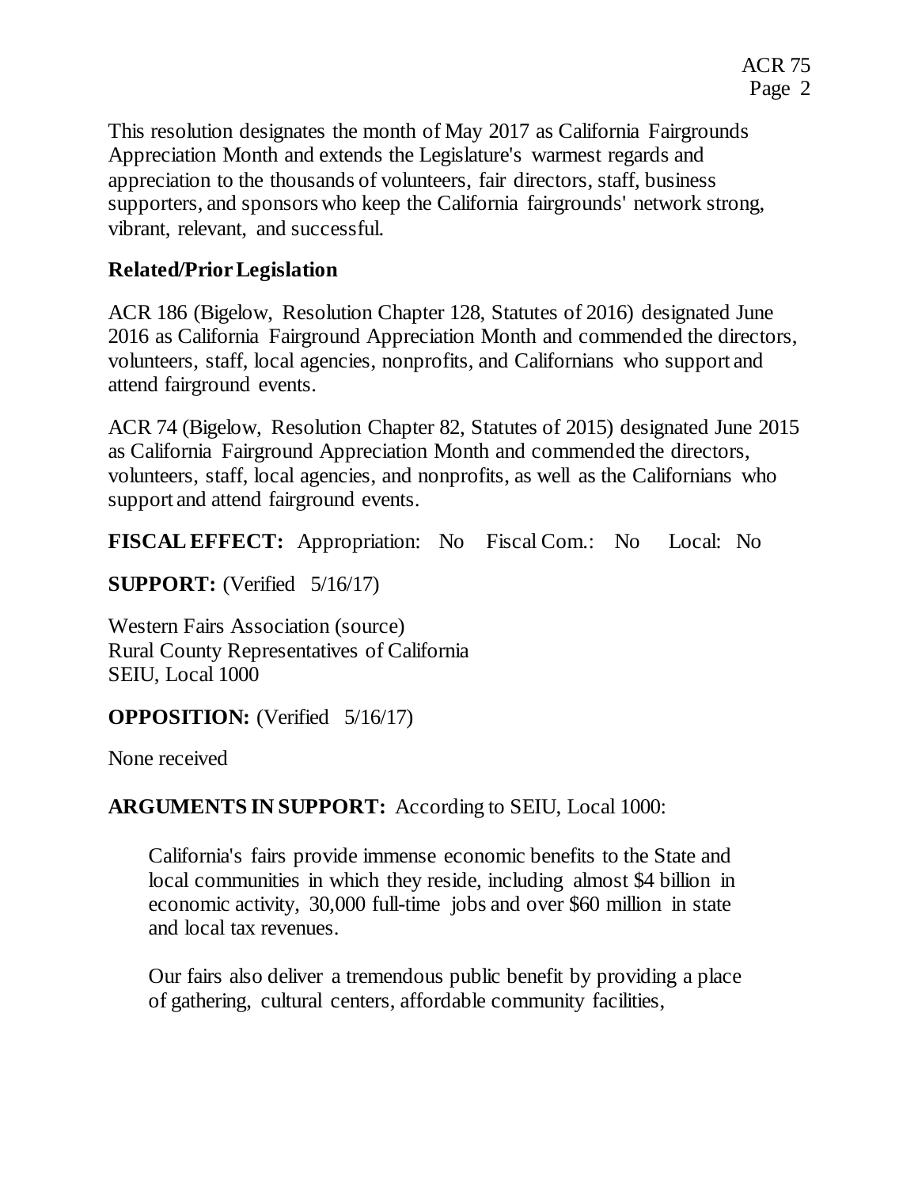This resolution designates the month of May 2017 as California Fairgrounds Appreciation Month and extends the Legislature's warmest regards and appreciation to the thousands of volunteers, fair directors, staff, business supporters, and sponsors who keep the California fairgrounds' network strong, vibrant, relevant, and successful.

## Related/Prior Legislation

ACR 186 (Bigelow, Resolution Chapter 128, Statutes of 2016) designated June 2016 as California Fairground Appreciation Month and commended the directors, volunteers, staff, local agencies, nonprofits, and Californians who support and attend fairground events.

ACR 74 (Bigelow, Resolution Chapter 82, Statutes of 2015) designated June 2015 as California Fairground Appreciation Month and commended the directors, volunteers, staff, local agencies, and nonprofits, as well as the Californians who support and attend fairground events.

**FISCAL EFFECT:** Appropriation: No Fiscal Com.: No Local: No

**SUPPORT:** (Verified 5/16/17)

Western Fairs Association (source)
Rural County Representatives of California
SEIU, Local 1000

**OPPOSITION:** (Verified 5/16/17)

None received

**ARGUMENTS IN SUPPORT:** According to SEIU, Local 1000:

> California's fairs provide immense economic benefits to the State and local communities in which they reside, including almost $4 billion in economic activity, 30,000 full-time jobs and over $60 million in state and local tax revenues.
>
> Our fairs also deliver a tremendous public benefit by providing a place of gathering, cultural centers, affordable community facilities,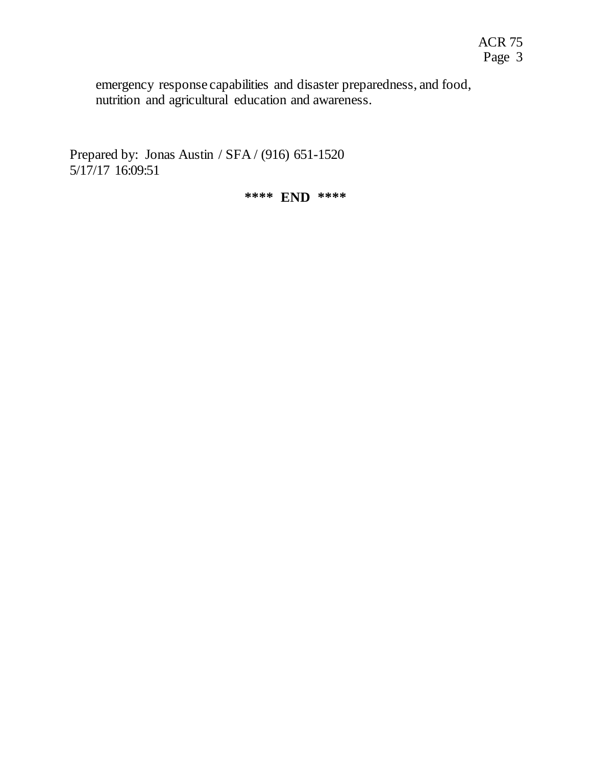emergency response capabilities and disaster preparedness, and food, nutrition and agricultural education and awareness.

Prepared by: Jonas Austin / SFA / (916) 651-1520
5/17/17 16:09:51

**\*\*\*\* END \*\*\*\***